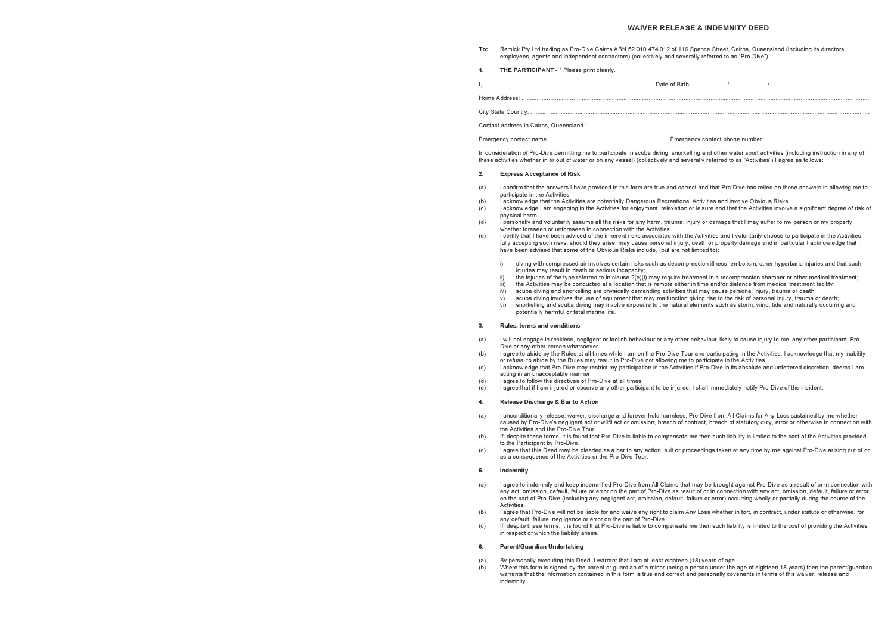# WAIVER RELEASE & INDEMNITY DEED

**To:** Remick Pty Ltd trading as Pro-Dive Cairns ABN 52 010 474 012 of 116 Spence Street, Cairns, Queensland (including its directors, employees, agents and independent contractors) (collectively and severally referred to as "Pro-Dive")

**1. THE PARTICIPANT** - * Please print clearly.

I,...................................................................................................... Date of Birth: ..................../....................../........................

Home Address: ..........................................................................................................................................................................................................

City State Country: ....................................................................................................................................................................................................

Contact address in Cairns, Queensland :...................................................................................................................................................................

Emergency contact name ……………………………………………………Emergency contact phone number……………………………………………

In consideration of Pro-Dive permitting me to participate in scuba diving, snorkelling and other water sport activities (including instruction in any of these activities whether in or out of water or on any vessel) (collectively and severally referred to as "Activities") I agree as follows:

**2. Express Acceptance of Risk**

(a) I confirm that the answers I have provided in this form are true and correct and that Pro-Dive has relied on those answers in allowing me to participate in the Activities.

(b) I acknowledge that the Activities are potentially Dangerous Recreational Activities and involve Obvious Risks.

(c) I acknowledge I am engaging in the Activities for enjoyment, relaxation or leisure and that the Activities involve a significant degree of risk of physical harm.

(d) I personally and voluntarily assume all the risks for any harm, trauma, injury or damage that I may suffer to my person or my property whether foreseen or unforeseen in connection with the Activities.

(e) I certify that I have been advised of the inherent risks associated with the Activities and I voluntarily choose to participate in the Activities fully accepting such risks, should they arise, may cause personal injury, death or property damage and in particular I acknowledge that I have been advised that some of the Obvious Risks include, (but are not limited to):

  i) diving with compressed air involves certain risks such as decompression illness, embolism, other hyperbaric injuries and that such injuries may result in death or serious incapacity;
  ii) the injuries of the type referred to in clause 2(e)(i) may require treatment in a recompression chamber or other medical treatment;
  iii) the Activities may be conducted at a location that is remote either in time and/or distance from medical treatment facility;
  iv) scuba diving and snorkelling are physically demanding activities that may cause personal injury, trauma or death;
  v) scuba diving involves the use of equipment that may malfunction giving rise to the risk of personal injury, trauma or death;
  vi) snorkelling and scuba diving may involve exposure to the natural elements such as storm, wind, tide and naturally occurring and potentially harmful or fatal marine life.

**3. Rules, terms and conditions**

(a) I will not engage in reckless, negligent or foolish behaviour or any other behaviour likely to cause injury to me, any other participant, Pro-Dive or any other person whatsoever.

(b) I agree to abide by the Rules at all times while I am on the Pro-Dive Tour and participating in the Activities. I acknowledge that my inability or refusal to abide by the Rules may result in Pro-Dive not allowing me to participate in the Activities.

(c) I acknowledge that Pro-Dive may restrict my participation in the Activities if Pro-Dive in its absolute and unfettered discretion, deems I am acting in an unacceptable manner.

(d) I agree to follow the directives of Pro-Dive at all times.

(e) I agree that if I am injured or observe any other participant to be injured, I shall immediately notify Pro-Dive of the incident.

**4. Release Discharge & Bar to Action**

(a) I unconditionally release, waiver, discharge and forever hold harmless, Pro-Dive from All Claims for Any Loss sustained by me whether caused by Pro-Dive's negligent act or wilful act or omission, breach of contract, breach of statutory duty, error or otherwise in connection with the Activities and the Pro-Dive Tour .

(b) If, despite these terms, it is found that Pro-Dive is liable to compensate me then such liability is limited to the cost of the Activities provided to the Participant by Pro-Dive.

(c) I agree that this Deed may be pleaded as a bar to any action, suit or proceedings taken at any time by me against Pro-Dive arising out of or as a consequence of the Activities or the Pro-Dive Tour.

**5. Indemnity**

(a) I agree to indemnify and keep indemnified Pro-Dive from All Claims that may be brought against Pro-Dive as a result of or in connection with any act, omission, default, failure or error on the part of Pro-Dive as result of or in connection with any act, omission, default, failure or error on the part of Pro-Dive (including any negligent act, omission, default, failure or error) occurring wholly or partially during the course of the Activities.

(b) I agree that Pro-Dive will not be liable for and waive any right to claim Any Loss whether in tort, in contract, under statute or otherwise, for any default, failure, negligence or error on the part of Pro-Dive.

(c) If, despite these terms, it is found that Pro-Dive is liable to compensate me then such liability is limited to the cost of providing the Activities in respect of which the liability arises.

**6. Parent/Guardian Undertaking**

(a) By personally executing this Deed, I warrant that I am at least eighteen (18) years of age.

(b) Where this form is signed by the parent or guardian of a minor (being a person under the age of eighteen 18 years) then the parent/guardian warrants that the information contained in this form is true and correct and personally covenants in terms of this waiver, release and indemnity.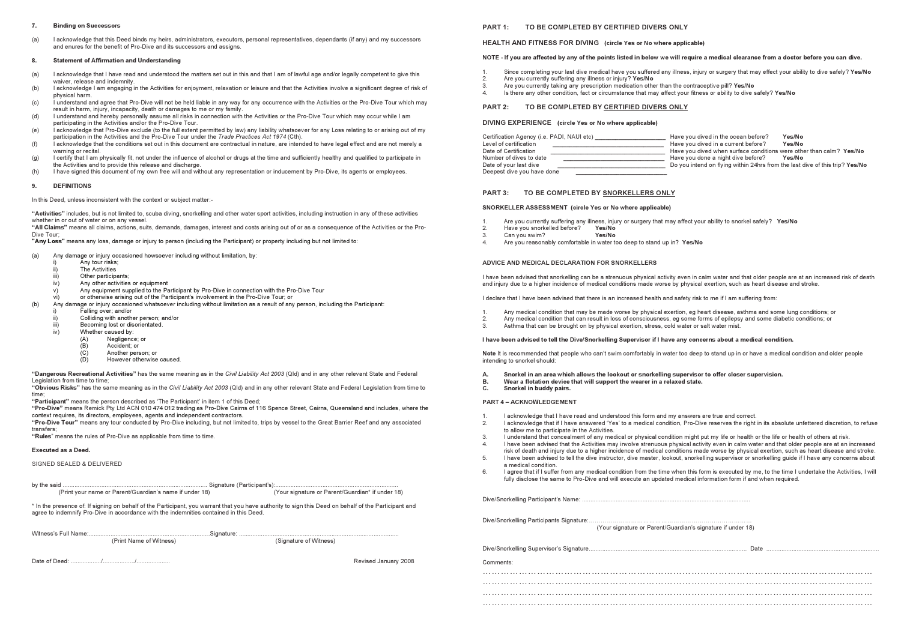## 7. Binding on Successors

(a) I acknowledge that this Deed binds my heirs, administrators, executors, personal representatives, dependants (if any) and my successors and enures for the benefit of Pro-Dive and its successors and assigns.

## 8. Statement of Affirmation and Understanding

(a) I acknowledge that I have read and understood the matters set out in this and that I am of lawful age and/or legally competent to give this waiver, release and indemnity.
(b) I acknowledge I am engaging in the Activities for enjoyment, relaxation or leisure and that the Activities involve a significant degree of risk of physical harm.
(c) I understand and agree that Pro-Dive will not be held liable in any way for any occurrence with the Activities or the Pro-Dive Tour which may result in harm, injury, incapacity, death or damages to me or my family.
(d) I understand and hereby personally assume all risks in connection with the Activities or the Pro-Dive Tour which may occur while I am participating in the Activities and/or the Pro-Dive Tour.
(e) I acknowledge that Pro-Dive exclude (to the full extent permitted by law) any liability whatsoever for any Loss relating to or arising out of my participation in the Activities and the Pro-Dive Tour under the *Trade Practices Act 1974* (Cth).
(f) I acknowledge that the conditions set out in this document are contractual in nature, are intended to have legal effect and are not merely a warning or recital.
(g) I certify that I am physically fit, not under the influence of alcohol or drugs at the time and sufficiently healthy and qualified to participate in the Activities and to provide this release and discharge.
(h) I have signed this document of my own free will and without any representation or inducement by Pro-Dive, its agents or employees.

## 9. DEFINITIONS

In this Deed, unless inconsistent with the context or subject matter:-

**"Activities"** includes, but is not limited to, scuba diving, snorkelling and other water sport activities, including instruction in any of these activities whether in or out of water or on any vessel.
**"All Claims"** means all claims, actions, suits, demands, damages, interest and costs arising out of or as a consequence of the Activities or the Pro-Dive Tour;
**"Any Loss"** means any loss, damage or injury to person (including the Participant) or property including but not limited to:

(a) Any damage or injury occasioned howsoever including without limitation, by:
 i) Any tour risks;
 ii) The Activities
 iii) Other participants;
 iv) Any other activities or equipment
 v) Any equipment supplied to the Participant by Pro-Dive in connection with the Pro-Dive Tour
 vi) or otherwise arising out of the Participant's involvement in the Pro-Dive Tour; or
(b) Any damage or injury occasioned whatsoever including without limitation as a result of any person, including the Participant:
 i) Falling over; and/or
 ii) Colliding with another person; and/or
 iii) Becoming lost or disorientated.
 iv) Whether caused by:
  (A) Negligence; or
  (B) Accident; or
  (C) Another person; or
  (D) However otherwise caused.

**"Dangerous Recreational Activities"** has the same meaning as in the *Civil Liability Act 2003* (Qld) and in any other relevant State and Federal Legislation from time to time;
**"Obvious Risks"** has the same meaning as in the *Civil Liability Act 2003* (Qld) and in any other relevant State and Federal Legislation from time to time;
**"Participant"** means the person described as 'The Participant' in item 1 of this Deed;
**"Pro-Dive"** means Remick Pty Ltd ACN 010 474 012 trading as Pro-Dive Cairns of 116 Spence Street, Cairns, Queensland and includes, where the context requires, its directors, employees, agents and independent contractors.
**"Pro-Dive Tour"** means any tour conducted by Pro-Dive including, but not limited to, trips by vessel to the Great Barrier Reef and any associated transfers;
**"Rules"** means the rules of Pro-Dive as applicable from time to time.

**Executed as a Deed.**

SIGNED SEALED & DELIVERED

by the said ........................................................................................ Signature (Participant's):.........................................................................
(Print your name or Parent/Guardian's name if under 18) (Your signature or Parent/Guardian* if under 18)

\* In the presence of: If signing on behalf of the Participant, you warrant that you have authority to sign this Deed on behalf of the Participant and agree to indemnify Pro-Dive in accordance with the indemnities contained in this Deed.

Witness's Full Name:..........................................................................Signature: ..............................................................................................
(Print Name of Witness) (Signature of Witness)

Date of Deed: ................../.................../....................

Revised January 2008

## PART 1: TO BE COMPLETED BY CERTIFIED DIVERS ONLY

### HEALTH AND FITNESS FOR DIVING (circle Yes or No where applicable)

**NOTE - If you are affected by any of the points listed in below we will require a medical clearance from a doctor before you can dive.**

1. Since completing your last dive medical have you suffered any illness, injury or surgery that may effect your ability to dive safely? **Yes/No**
2. Are you currently suffering any illness or injury? **Yes/No**
3. Are you currently taking any prescription medication other than the contraceptive pill? **Yes/No**
4. Is there any other condition, fact or circumstance that may affect your fitness or ability to dive safely? **Yes/No**

## PART 2: TO BE COMPLETED BY CERTIFIED DIVERS ONLY

### DIVING EXPERIENCE (circle Yes or No where applicable)

Certification Agency (i.e. PADI, NAUI etc) ______________________
Level of certification ________________________________
Date of Certification ________________________________
Number of dives to date ______________________________
Date of your last dive ________________________________
Deepest dive you have done ___________________________

Have you dived in the ocean before? **Yes/No**
Have you dived in a current before? **Yes/No**
Have you dived when surface conditions were other than calm? **Yes/No**
Have you done a night dive before? **Yes/No**
Do you intend on flying within 24hrs from the last dive of this trip? **Yes/No**

## PART 3: TO BE COMPLETED BY SNORKELLERS ONLY

### SNORKELLER ASSESSMENT (circle Yes or No where applicable)

1. Are you currently suffering any illness, injury or surgery that may affect your ability to snorkel safely? **Yes/No**
2. Have you snorkelled before? **Yes/No**
3. Can you swim? **Yes/No**
4. Are you reasonably comfortable in water too deep to stand up in? **Yes/No**

### ADVICE AND MEDICAL DECLARATION FOR SNORKELLERS

I have been advised that snorkelling can be a strenuous physical activity even in calm water and that older people are at an increased risk of death and injury due to a higher incidence of medical conditions made worse by physical exertion, such as heart disease and stroke.

I declare that I have been advised that there is an increased health and safety risk to me if I am suffering from:

1. Any medical condition that may be made worse by physical exertion, eg heart disease, asthma and some lung conditions; or
2. Any medical condition that can result in loss of consciousness, eg some forms of epilepsy and some diabetic conditions; or
3. Asthma that can be brought on by physical exertion, stress, cold water or salt water mist.

**I have been advised to tell the Dive/Snorkelling Supervisor if I have any concerns about a medical condition.**

**Note** It is recommended that people who can't swim comfortably in water too deep to stand up in or have a medical condition and older people intending to snorkel should:

**A. Snorkel in an area which allows the lookout or snorkelling supervisor to offer closer supervision.**
**B. Wear a flotation device that will support the wearer in a relaxed state.**
**C. Snorkel in buddy pairs.**

### PART 4 – ACKNOWLEDGEMENT

1. I acknowledge that I have read and understood this form and my answers are true and correct.
2. I acknowledge that if I have answered 'Yes' to a medical condition, Pro-Dive reserves the right in its absolute unfettered discretion, to refuse to allow me to participate in the Activities.
3. I understand that concealment of any medical or physical condition might put my life or health or the life or health of others at risk.
4. I have been advised that the Activities may involve strenuous physical activity even in calm water and that older people are at an increased risk of death and injury due to a higher incidence of medical conditions made worse by physical exertion, such as heart disease and stroke.
5. I have been advised to tell the dive instructor, dive master, lookout, snorkelling supervisor or snorkelling guide if I have any concerns about a medical condition.
6. I agree that if I suffer from any medical condition from the time when this form is executed by me, to the time I undertake the Activities, I will fully disclose the same to Pro-Dive and will execute an updated medical information form if and when required.

Dive/Snorkelling Participant's Name: ..................................................................................................

Dive/Snorkelling Participants Signature:…………………………………………………………………………
(Your signature or Parent/Guardian's signature if under 18)

Dive/Snorkelling Supervisor's Signature............................................................................................ Date ..................................................................

Comments:
………………………………………………………………………………………………………………………
………………………………………………………………………………………………………………………
………………………………………………………………………………………………………………………
………………………………………………………………………………………………………………………